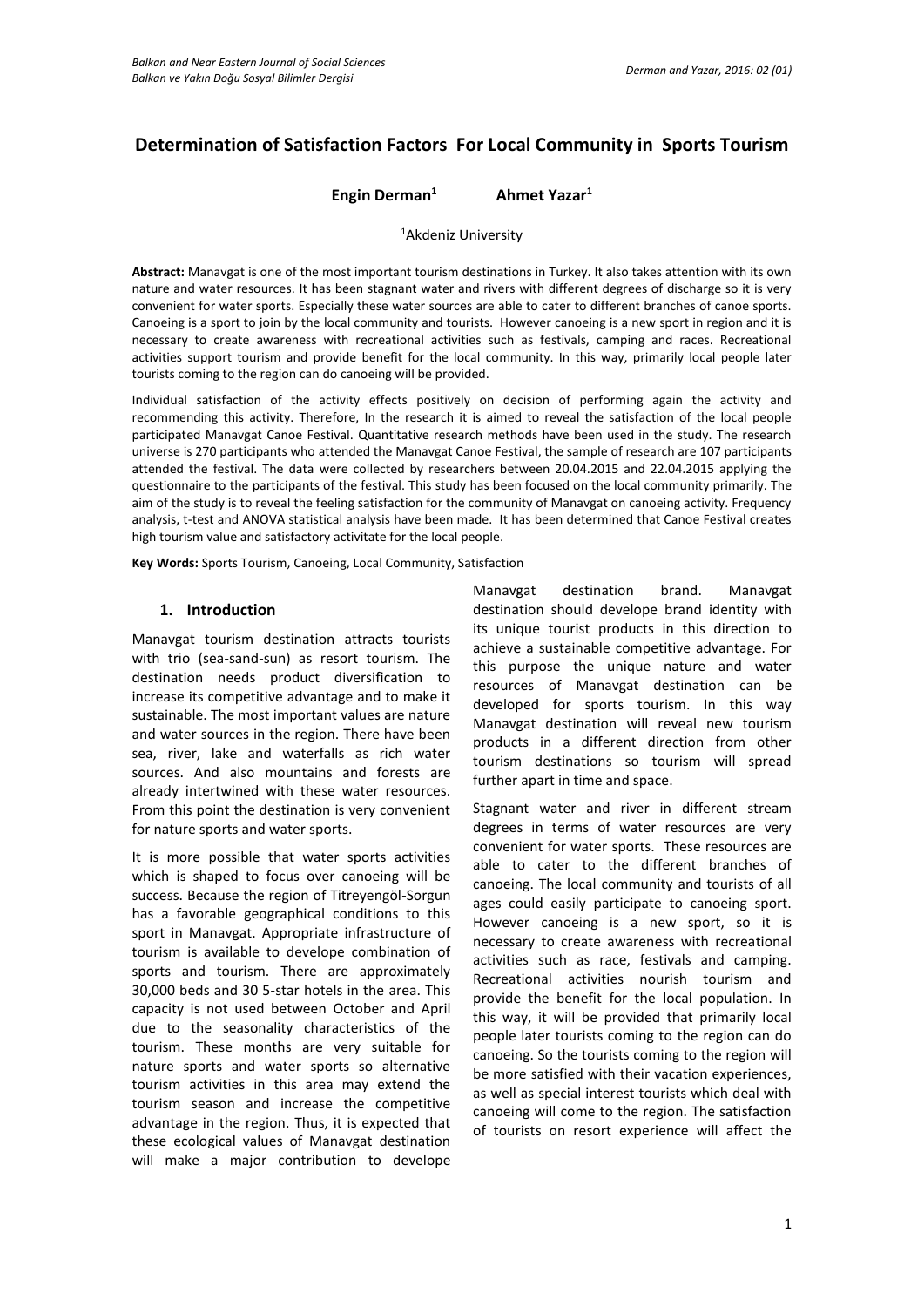# Determination of Satisfaction Factors For Local Community in Sports Tourism

**Engin Derman[1] Ahmet Yazar[1]**

[1]Akdeniz University

**Abstract:** Manavgat is one of the most important tourism destinations in Turkey. It also takes attention with its own nature and water resources. It has been stagnant water and rivers with different degrees of discharge so it is very convenient for water sports. Especially these water sources are able to cater to different branches of canoe sports. Canoeing is a sport to join by the local community and tourists. However canoeing is a new sport in region and it is necessary to create awareness with recreational activities such as festivals, camping and races. Recreational activities support tourism and provide benefit for the local community. In this way, primarily local people later tourists coming to the region can do canoeing will be provided.

Individual satisfaction of the activity effects positively on decision of performing again the activity and recommending this activity. Therefore, In the research it is aimed to reveal the satisfaction of the local people participated Manavgat Canoe Festival. Quantitative research methods have been used in the study. The research universe is 270 participants who attended the Manavgat Canoe Festival, the sample of research are 107 participants attended the festival. The data were collected by researchers between 20.04.2015 and 22.04.2015 applying the questionnaire to the participants of the festival. This study has been focused on the local community primarily. The aim of the study is to reveal the feeling satisfaction for the community of Manavgat on canoeing activity. Frequency analysis, t-test and ANOVA statistical analysis have been made. It has been determined that Canoe Festival creates high tourism value and satisfactory activitate for the local people.

**Key Words:** Sports Tourism, Canoeing, Local Community, Satisfaction

## 1. Introduction

Manavgat tourism destination attracts tourists with trio (sea-sand-sun) as resort tourism. The destination needs product diversification to increase its competitive advantage and to make it sustainable. The most important values are nature and water sources in the region. There have been sea, river, lake and waterfalls as rich water sources. And also mountains and forests are already intertwined with these water resources. From this point the destination is very convenient for nature sports and water sports.

It is more possible that water sports activities which is shaped to focus over canoeing will be success. Because the region of Titreyengöl-Sorgun has a favorable geographical conditions to this sport in Manavgat. Appropriate infrastructure of tourism is available to develope combination of sports and tourism. There are approximately 30,000 beds and 30 5-star hotels in the area. This capacity is not used between October and April due to the seasonality characteristics of the tourism. These months are very suitable for nature sports and water sports so alternative tourism activities in this area may extend the tourism season and increase the competitive advantage in the region. Thus, it is expected that these ecological values of Manavgat destination will make a major contribution to develope Manavgat destination brand. Manavgat destination should develope brand identity with its unique tourist products in this direction to achieve a sustainable competitive advantage. For this purpose the unique nature and water resources of Manavgat destination can be developed for sports tourism. In this way Manavgat destination will reveal new tourism products in a different direction from other tourism destinations so tourism will spread further apart in time and space.

Stagnant water and river in different stream degrees in terms of water resources are very convenient for water sports. These resources are able to cater to the different branches of canoeing. The local community and tourists of all ages could easily participate to canoeing sport. However canoeing is a new sport, so it is necessary to create awareness with recreational activities such as race, festivals and camping. Recreational activities nourish tourism and provide the benefit for the local population. In this way, it will be provided that primarily local people later tourists coming to the region can do canoeing. So the tourists coming to the region will be more satisfied with their vacation experiences, as well as special interest tourists which deal with canoeing will come to the region. The satisfaction of tourists on resort experience will affect the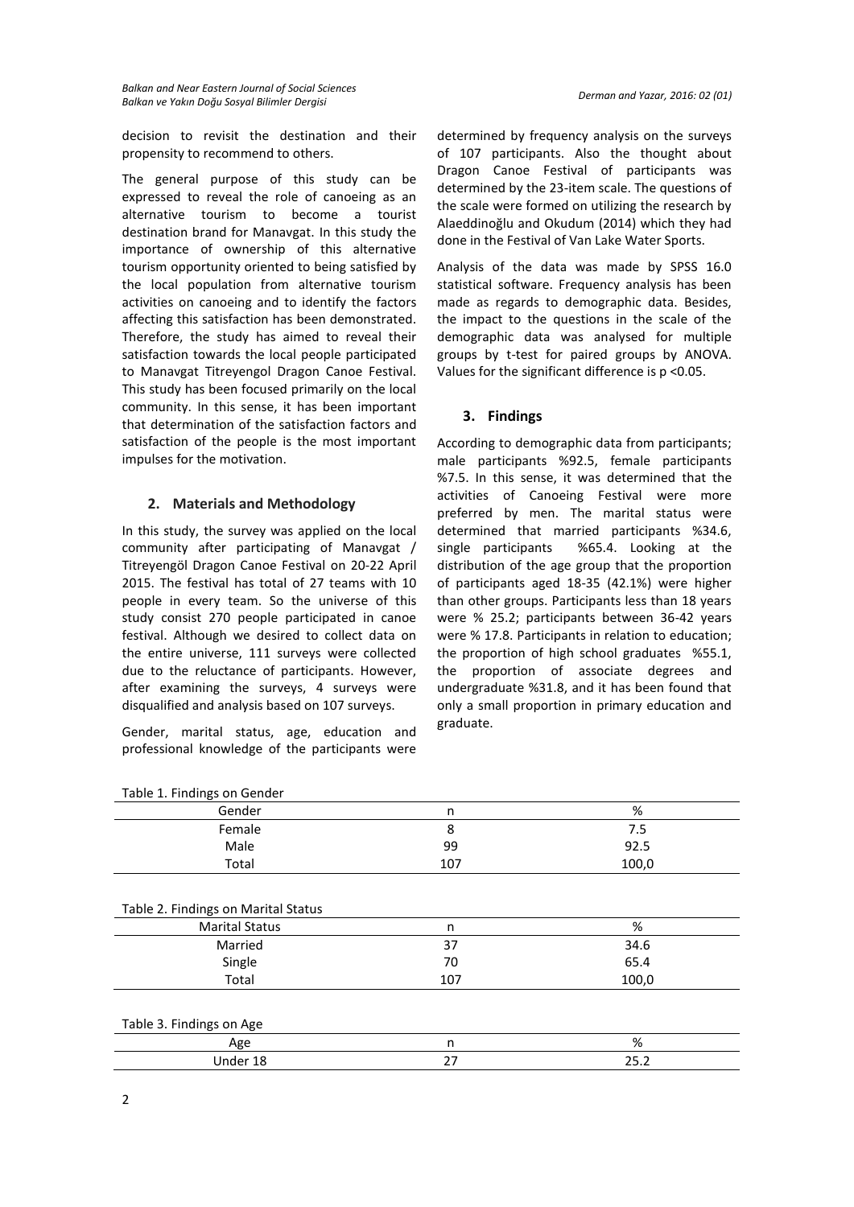decision to revisit the destination and their propensity to recommend to others.

The general purpose of this study can be expressed to reveal the role of canoeing as an alternative tourism to become a tourist destination brand for Manavgat. In this study the importance of ownership of this alternative tourism opportunity oriented to being satisfied by the local population from alternative tourism activities on canoeing and to identify the factors affecting this satisfaction has been demonstrated. Therefore, the study has aimed to reveal their satisfaction towards the local people participated to Manavgat Titreyengol Dragon Canoe Festival. This study has been focused primarily on the local community. In this sense, it has been important that determination of the satisfaction factors and satisfaction of the people is the most important impulses for the motivation.

## 2. Materials and Methodology

In this study, the survey was applied on the local community after participating of Manavgat / Titreyengöl Dragon Canoe Festival on 20-22 April 2015. The festival has total of 27 teams with 10 people in every team. So the universe of this study consist 270 people participated in canoe festival. Although we desired to collect data on the entire universe, 111 surveys were collected due to the reluctance of participants. However, after examining the surveys, 4 surveys were disqualified and analysis based on 107 surveys.

Gender, marital status, age, education and professional knowledge of the participants were determined by frequency analysis on the surveys of 107 participants. Also the thought about Dragon Canoe Festival of participants was determined by the 23-item scale. The questions of the scale were formed on utilizing the research by Alaeddinoğlu and Okudum (2014) which they had done in the Festival of Van Lake Water Sports.

Analysis of the data was made by SPSS 16.0 statistical software. Frequency analysis has been made as regards to demographic data. Besides, the impact to the questions in the scale of the demographic data was analysed for multiple groups by t-test for paired groups by ANOVA. Values for the significant difference is $p < 0.05$.

## 3. Findings

According to demographic data from participants; male participants %92.5, female participants %7.5. In this sense, it was determined that the activities of Canoeing Festival were more preferred by men. The marital status were determined that married participants %34.6, single participants %65.4. Looking at the distribution of the age group that the proportion of participants aged 18-35 (42.1%) were higher than other groups. Participants less than 18 years were % 25.2; participants between 36-42 years were % 17.8. Participants in relation to education; the proportion of high school graduates %55.1, the proportion of associate degrees and undergraduate %31.8, and it has been found that only a small proportion in primary education and graduate.

Table 1. Findings on Gender

| Gender | n | % |
|---|---|---|
| Female | 8 | 7.5 |
| Male | 99 | 92.5 |
| Total | 107 | 100,0 |

Table 2. Findings on Marital Status

| Marital Status | n | % |
|---|---|---|
| Married | 37 | 34.6 |
| Single | 70 | 65.4 |
| Total | 107 | 100,0 |

Table 3. Findings on Age

| Age | n | % |
|---|---|---|
| Under 18 | 27 | 25.2 |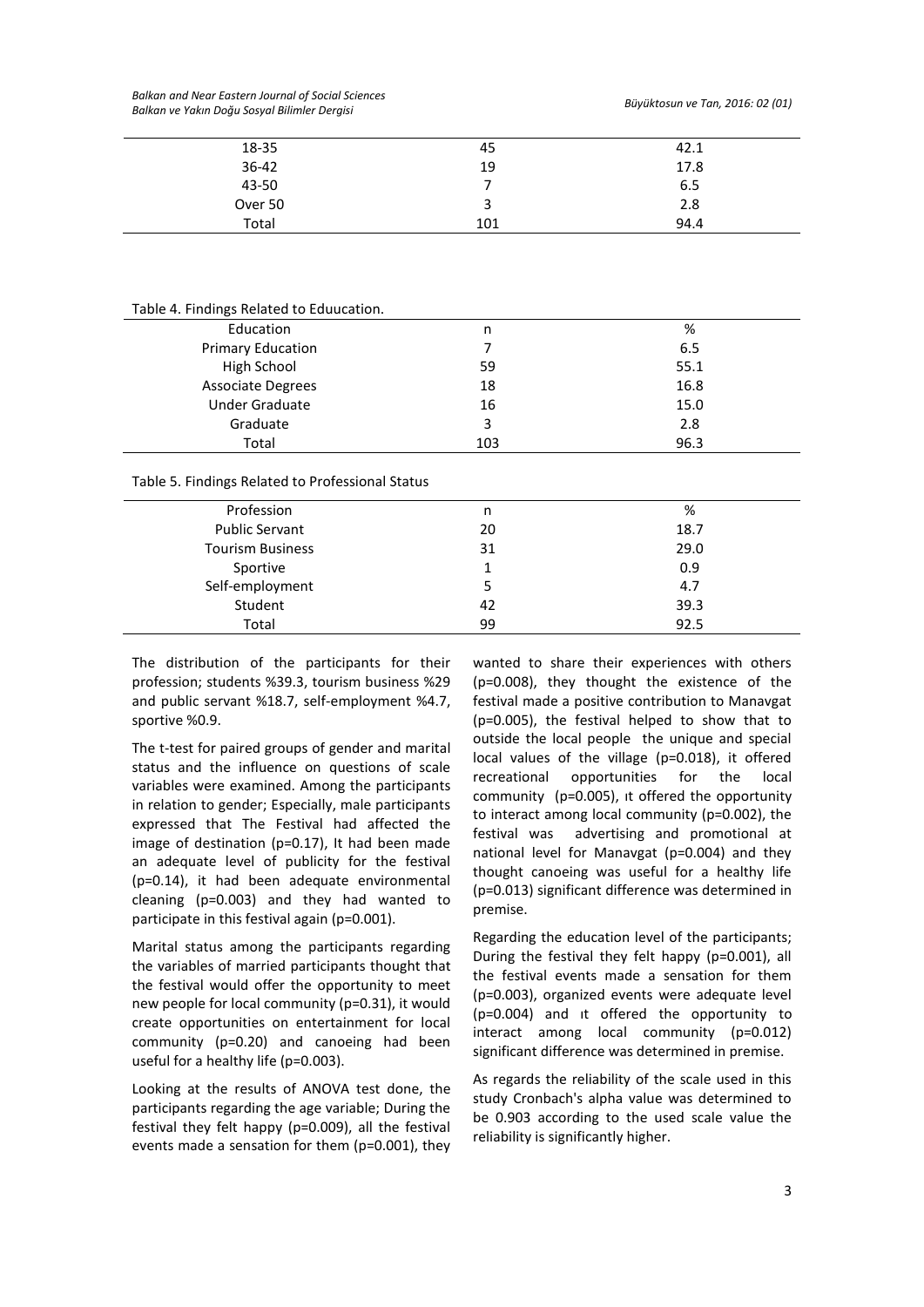| 18-35 | 45 | 42.1 |
|---|---|---|
| 36-42 | 19 | 17.8 |
| 43-50 | 7 | 6.5 |
| Over 50 | 3 | 2.8 |
| Total | 101 | 94.4 |

Table 4. Findings Related to Eduucation.

| Education | n | % |
|---|---|---|
| Primary Education | 7 | 6.5 |
| High School | 59 | 55.1 |
| Associate Degrees | 18 | 16.8 |
| Under Graduate | 16 | 15.0 |
| Graduate | 3 | 2.8 |
| Total | 103 | 96.3 |

Table 5. Findings Related to Professional Status

| Profession | n | % |
|---|---|---|
| Public Servant | 20 | 18.7 |
| Tourism Business | 31 | 29.0 |
| Sportive | 1 | 0.9 |
| Self-employment | 5 | 4.7 |
| Student | 42 | 39.3 |
| Total | 99 | 92.5 |

The distribution of the participants for their profession; students %39.3, tourism business %29 and public servant %18.7, self-employment %4.7, sportive %0.9.

The t-test for paired groups of gender and marital status and the influence on questions of scale variables were examined. Among the participants in relation to gender; Especially, male participants expressed that The Festival had affected the image of destination ($p=0.17$), It had been made an adequate level of publicity for the festival ($p=0.14$), it had been adequate environmental cleaning ($p=0.003$) and they had wanted to participate in this festival again ($p=0.001$).

Marital status among the participants regarding the variables of married participants thought that the festival would offer the opportunity to meet new people for local community ($p=0.31$), it would create opportunities on entertainment for local community ($p=0.20$) and canoeing had been useful for a healthy life ($p=0.003$).

Looking at the results of ANOVA test done, the participants regarding the age variable; During the festival they felt happy ($p=0.009$), all the festival events made a sensation for them ($p=0.001$), they wanted to share their experiences with others ($p=0.008$), they thought the existence of the festival made a positive contribution to Manavgat ($p=0.005$), the festival helped to show that to outside the local people the unique and special local values of the village ($p=0.018$), it offered recreational opportunities for the local community ($p=0.005$), ıt offered the opportunity to interact among local community ($p=0.002$), the festival was advertising and promotional at national level for Manavgat ($p=0.004$) and they thought canoeing was useful for a healthy life ($p=0.013$) significant difference was determined in premise.

Regarding the education level of the participants; During the festival they felt happy ($p=0.001$), all the festival events made a sensation for them ($p=0.003$), organized events were adequate level ($p=0.004$) and ıt offered the opportunity to interact among local community ($p=0.012$) significant difference was determined in premise.

As regards the reliability of the scale used in this study Cronbach's alpha value was determined to be 0.903 according to the used scale value the reliability is significantly higher.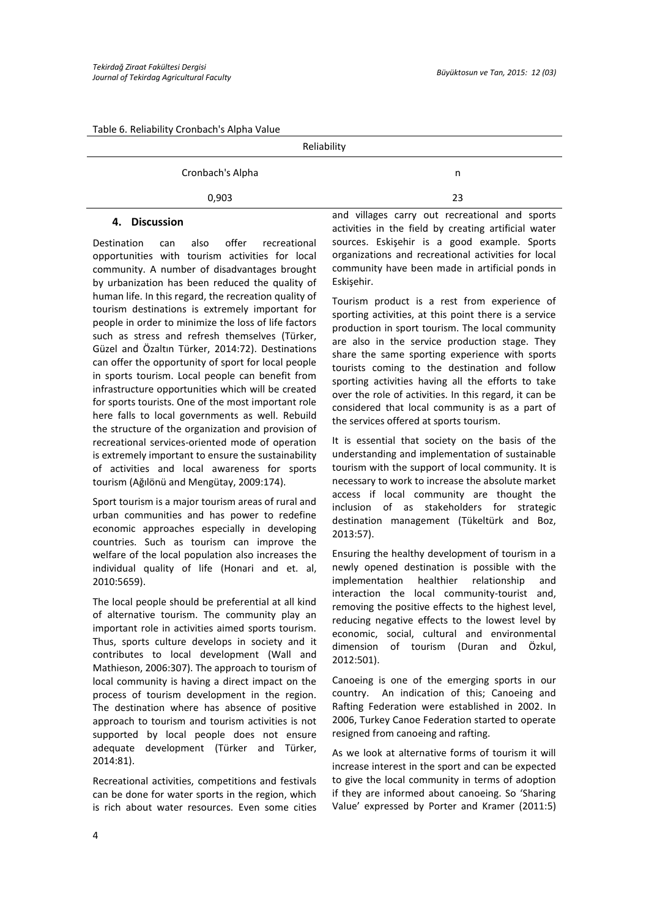Table 6. Reliability Cronbach's Alpha Value

| Reliability | |
|---|---|
| Cronbach's Alpha | n |
| 0,903 | 23 |

## 4. Discussion

Destination can also offer recreational opportunities with tourism activities for local community. A number of disadvantages brought by urbanization has been reduced the quality of human life. In this regard, the recreation quality of tourism destinations is extremely important for people in order to minimize the loss of life factors such as stress and refresh themselves (Türker, Güzel and Özaltın Türker, 2014:72). Destinations can offer the opportunity of sport for local people in sports tourism. Local people can benefit from infrastructure opportunities which will be created for sports tourists. One of the most important role here falls to local governments as well. Rebuild the structure of the organization and provision of recreational services-oriented mode of operation is extremely important to ensure the sustainability of activities and local awareness for sports tourism (Ağılönü and Mengütay, 2009:174).

Sport tourism is a major tourism areas of rural and urban communities and has power to redefine economic approaches especially in developing countries. Such as tourism can improve the welfare of the local population also increases the individual quality of life (Honari and et. al, 2010:5659).

The local people should be preferential at all kind of alternative tourism. The community play an important role in activities aimed sports tourism. Thus, sports culture develops in society and it contributes to local development (Wall and Mathieson, 2006:307). The approach to tourism of local community is having a direct impact on the process of tourism development in the region. The destination where has absence of positive approach to tourism and tourism activities is not supported by local people does not ensure adequate development (Türker and Türker, 2014:81).

Recreational activities, competitions and festivals can be done for water sports in the region, which is rich about water resources. Even some cities and villages carry out recreational and sports activities in the field by creating artificial water sources. Eskişehir is a good example. Sports organizations and recreational activities for local community have been made in artificial ponds in Eskişehir.

Tourism product is a rest from experience of sporting activities, at this point there is a service production in sport tourism. The local community are also in the service production stage. They share the same sporting experience with sports tourists coming to the destination and follow sporting activities having all the efforts to take over the role of activities. In this regard, it can be considered that local community is as a part of the services offered at sports tourism.

It is essential that society on the basis of the understanding and implementation of sustainable tourism with the support of local community. It is necessary to work to increase the absolute market access if local community are thought the inclusion of as stakeholders for strategic destination management (Tükeltürk and Boz, 2013:57).

Ensuring the healthy development of tourism in a newly opened destination is possible with the implementation healthier relationship and interaction the local community-tourist and, removing the positive effects to the highest level, reducing negative effects to the lowest level by economic, social, cultural and environmental dimension of tourism (Duran and Özkul, 2012:501).

Canoeing is one of the emerging sports in our country. An indication of this; Canoeing and Rafting Federation were established in 2002. In 2006, Turkey Canoe Federation started to operate resigned from canoeing and rafting.

As we look at alternative forms of tourism it will increase interest in the sport and can be expected to give the local community in terms of adoption if they are informed about canoeing. So 'Sharing Value' expressed by Porter and Kramer (2011:5)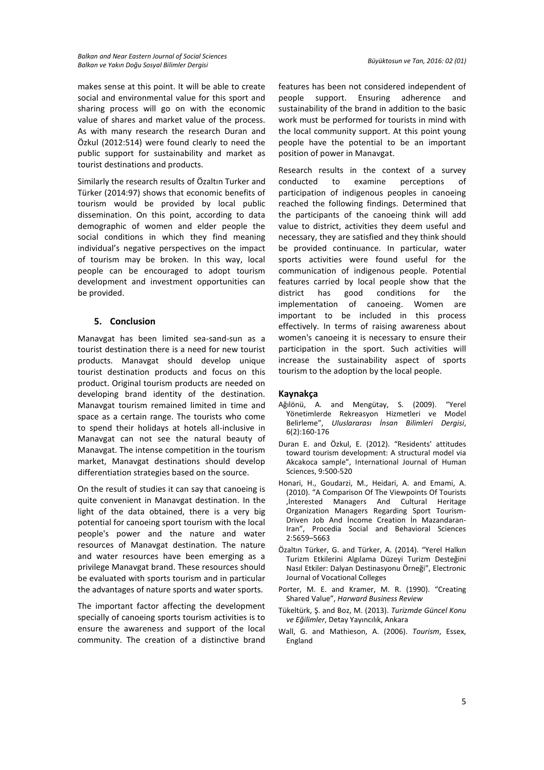makes sense at this point. It will be able to create social and environmental value for this sport and sharing process will go on with the economic value of shares and market value of the process. As with many research the research Duran and Özkul (2012:514) were found clearly to need the public support for sustainability and market as tourist destinations and products.

Similarly the research results of Özaltın Turker and Türker (2014:97) shows that economic benefits of tourism would be provided by local public dissemination. On this point, according to data demographic of women and elder people the social conditions in which they find meaning individual's negative perspectives on the impact of tourism may be broken. In this way, local people can be encouraged to adopt tourism development and investment opportunities can be provided.

## 5. Conclusion

Manavgat has been limited sea-sand-sun as a tourist destination there is a need for new tourist products. Manavgat should develop unique tourist destination products and focus on this product. Original tourism products are needed on developing brand identity of the destination. Manavgat tourism remained limited in time and space as a certain range. The tourists who come to spend their holidays at hotels all-inclusive in Manavgat can not see the natural beauty of Manavgat. The intense competition in the tourism market, Manavgat destinations should develop differentiation strategies based on the source.

On the result of studies it can say that canoeing is quite convenient in Manavgat destination. In the light of the data obtained, there is a very big potential for canoeing sport tourism with the local people's power and the nature and water resources of Manavgat destination. The nature and water resources have been emerging as a privilege Manavgat brand. These resources should be evaluated with sports tourism and in particular the advantages of nature sports and water sports.

The important factor affecting the development specially of canoeing sports tourism activities is to ensure the awareness and support of the local community. The creation of a distinctive brand features has been not considered independent of people support. Ensuring adherence and sustainability of the brand in addition to the basic work must be performed for tourists in mind with the local community support. At this point young people have the potential to be an important position of power in Manavgat.

Research results in the context of a survey conducted to examine perceptions of participation of indigenous peoples in canoeing reached the following findings. Determined that the participants of the canoeing think will add value to district, activities they deem useful and necessary, they are satisfied and they think should be provided continuance. In particular, water sports activities were found useful for the communication of indigenous people. Potential features carried by local people show that the district has good conditions for the implementation of canoeing. Women are important to be included in this process effectively. In terms of raising awareness about women's canoeing it is necessary to ensure their participation in the sport. Such activities will increase the sustainability aspect of sports tourism to the adoption by the local people.

## Kaynakça

Ağılönü, A. and Mengütay, S. (2009). "Yerel Yönetimlerde Rekreasyon Hizmetleri ve Model Belirleme", *Uluslararası İnsan Bilimleri Dergisi*, 6(2):160-176

Duran E. and Özkul, E. (2012). "Residents' attitudes toward tourism development: A structural model via Akcakoca sample", International Journal of Human Sciences, 9:500-520

Honari, H., Goudarzi, M., Heidari, A. and Emami, A. (2010). "A Comparison Of The Viewpoints Of Tourists ,İnterested Managers And Cultural Heritage Organization Managers Regarding Sport Tourism-Driven Job And İncome Creation İn Mazandaran-Iran", Procedia Social and Behavioral Sciences 2:5659–5663

Özaltın Türker, G. and Türker, A. (2014). "Yerel Halkın Turizm Etkilerini Algılama Düzeyi Turizm Desteğini Nasıl Etkiler: Dalyan Destinasyonu Örneği", Electronic Journal of Vocational Colleges

Porter, M. E. and Kramer, M. R. (1990). "Creating Shared Value", *Harward Business Review*

Tükeltürk, Ş. and Boz, M. (2013). *Turizmde Güncel Konu ve Eğilimler*, Detay Yayıncılık, Ankara

Wall, G. and Mathieson, A. (2006). *Tourism*, Essex, England